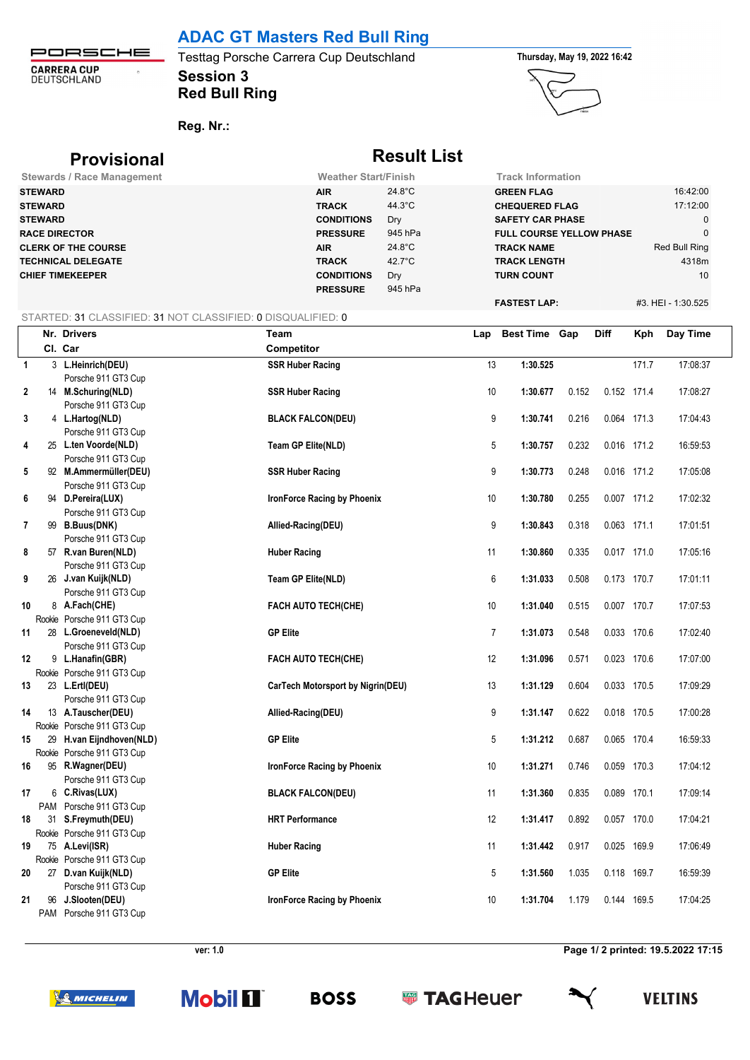# ADAC GT Masters Red Bull Ring

Testtag Porsche Carrera Cup Deutschland

**Session 3**

**Red Bull Ring**

Thursday, May 19, 2022 16:42

**Reg. Nr.:**

## Provisional Result List

| Stewards / Race Management | | Weather Start/Finish | | Track Information | |
|---|---|---|---|---|---|
| STEWARD | | AIR | 24.8°C | GREEN FLAG | 16:42:00 |
| STEWARD | | TRACK | 44.3°C | CHEQUERED FLAG | 17:12:00 |
| STEWARD | | CONDITIONS | Dry | SAFETY CAR PHASE | 0 |
| RACE DIRECTOR | | PRESSURE | 945 hPa | FULL COURSE YELLOW PHASE | 0 |
| CLERK OF THE COURSE | | AIR | 24.8°C | TRACK NAME | Red Bull Ring |
| TECHNICAL DELEGATE | | TRACK | 42.7°C | TRACK LENGTH | 4318m |
| CHIEF TIMEKEEPER | | CONDITIONS | Dry | TURN COUNT | 10 |
| | | PRESSURE | 945 hPa | | |
| | | | | FASTEST LAP: | #3. HEI - 1:30.525 |

STARTED: 31 CLASSIFIED: 31 NOT CLASSIFIED: 0 DISQUALIFIED: 0

| Pos | Nr. / Cl. | Drivers / Car | Team / Competitor | Lap | Best Time | Gap | Diff | Kph | Day Time |
|---|---|---|---|---|---|---|---|---|---|
| 1 | 3 | L.Heinrich(DEU) Porsche 911 GT3 Cup | SSR Huber Racing | 13 | 1:30.525 | | | 171.7 | 17:08:37 |
| 2 | 14 | M.Schuring(NLD) Porsche 911 GT3 Cup | SSR Huber Racing | 10 | 1:30.677 | 0.152 | 0.152 | 171.4 | 17:08:27 |
| 3 | 4 | L.Hartog(NLD) Porsche 911 GT3 Cup | BLACK FALCON(DEU) | 9 | 1:30.741 | 0.216 | 0.064 | 171.3 | 17:04:43 |
| 4 | 25 | L.ten Voorde(NLD) Porsche 911 GT3 Cup | Team GP Elite(NLD) | 5 | 1:30.757 | 0.232 | 0.016 | 171.2 | 16:59:53 |
| 5 | 92 | M.Ammermüller(DEU) Porsche 911 GT3 Cup | SSR Huber Racing | 9 | 1:30.773 | 0.248 | 0.016 | 171.2 | 17:05:08 |
| 6 | 94 | D.Pereira(LUX) Porsche 911 GT3 Cup | IronForce Racing by Phoenix | 10 | 1:30.780 | 0.255 | 0.007 | 171.2 | 17:02:32 |
| 7 | 99 | B.Buus(DNK) Porsche 911 GT3 Cup | Allied-Racing(DEU) | 9 | 1:30.843 | 0.318 | 0.063 | 171.1 | 17:01:51 |
| 8 | 57 | R.van Buren(NLD) Porsche 911 GT3 Cup | Huber Racing | 11 | 1:30.860 | 0.335 | 0.017 | 171.0 | 17:05:16 |
| 9 | 26 | J.van Kuijk(NLD) Porsche 911 GT3 Cup | Team GP Elite(NLD) | 6 | 1:31.033 | 0.508 | 0.173 | 170.7 | 17:01:11 |
| 10 | 8 Rookie | A.Fach(CHE) Porsche 911 GT3 Cup | FACH AUTO TECH(CHE) | 10 | 1:31.040 | 0.515 | 0.007 | 170.7 | 17:07:53 |
| 11 | 28 | L.Groeneveld(NLD) Porsche 911 GT3 Cup | GP Elite | 7 | 1:31.073 | 0.548 | 0.033 | 170.6 | 17:02:40 |
| 12 | 9 Rookie | L.Hanafin(GBR) Porsche 911 GT3 Cup | FACH AUTO TECH(CHE) | 12 | 1:31.096 | 0.571 | 0.023 | 170.6 | 17:07:00 |
| 13 | 23 | L.Ertl(DEU) Porsche 911 GT3 Cup | CarTech Motorsport by Nigrin(DEU) | 13 | 1:31.129 | 0.604 | 0.033 | 170.5 | 17:09:29 |
| 14 | 13 Rookie | A.Tauscher(DEU) Porsche 911 GT3 Cup | Allied-Racing(DEU) | 9 | 1:31.147 | 0.622 | 0.018 | 170.5 | 17:00:28 |
| 15 | 29 Rookie | H.van Eijndhoven(NLD) Porsche 911 GT3 Cup | GP Elite | 5 | 1:31.212 | 0.687 | 0.065 | 170.4 | 16:59:33 |
| 16 | 95 | R.Wagner(DEU) Porsche 911 GT3 Cup | IronForce Racing by Phoenix | 10 | 1:31.271 | 0.746 | 0.059 | 170.3 | 17:04:12 |
| 17 | 6 PAM | C.Rivas(LUX) Porsche 911 GT3 Cup | BLACK FALCON(DEU) | 11 | 1:31.360 | 0.835 | 0.089 | 170.1 | 17:09:14 |
| 18 | 31 Rookie | S.Freymuth(DEU) Porsche 911 GT3 Cup | HRT Performance | 12 | 1:31.417 | 0.892 | 0.057 | 170.0 | 17:04:21 |
| 19 | 75 Rookie | A.Levi(ISR) Porsche 911 GT3 Cup | Huber Racing | 11 | 1:31.442 | 0.917 | 0.025 | 169.9 | 17:06:49 |
| 20 | 27 | D.van Kuijk(NLD) Porsche 911 GT3 Cup | GP Elite | 5 | 1:31.560 | 1.035 | 0.118 | 169.7 | 16:59:39 |
| 21 | 96 PAM | J.Slooten(DEU) Porsche 911 GT3 Cup | IronForce Racing by Phoenix | 10 | 1:31.704 | 1.179 | 0.144 | 169.5 | 17:04:25 |

ver: 1.0

Page 1/ 2 printed: 19.5.2022 17:15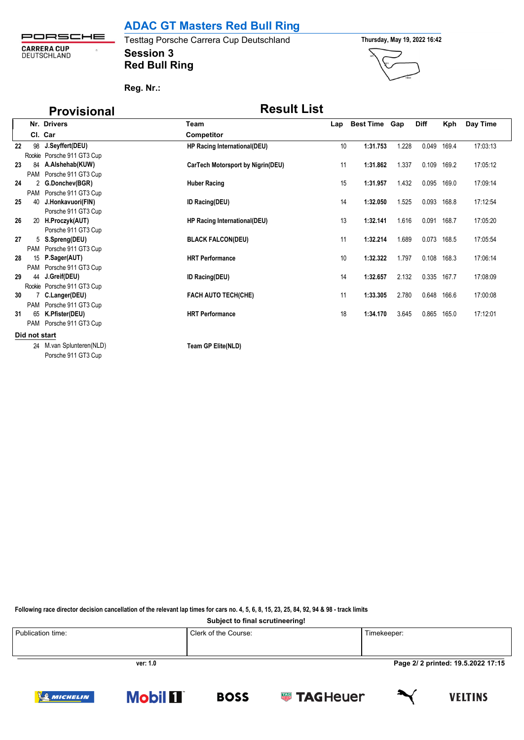# ADAC GT Masters Red Bull Ring

Testtag Porsche Carrera Cup Deutschland

**Session 3**

**Red Bull Ring**

Thursday, May 19, 2022 16:42

**Reg. Nr.:**

## Provisional — Result List

| Pos | Nr. | Cl. | Drivers / Car | Team / Competitor | Lap | Best Time | Gap | Diff | Kph | Day Time |
|---|---|---|---|---|---|---|---|---|---|---|
| 22 | 98 | Rookie | **J.Seyffert(DEU)** Porsche 911 GT3 Cup | **HP Racing International(DEU)** | 10 | **1:31.753** | 1.228 | 0.049 | 169.4 | 17:03:13 |
| 23 | 84 | PAM | **A.Alshehab(KUW)** Porsche 911 GT3 Cup | **CarTech Motorsport by Nigrin(DEU)** | 11 | **1:31.862** | 1.337 | 0.109 | 169.2 | 17:05:12 |
| 24 | 2 | PAM | **G.Donchev(BGR)** Porsche 911 GT3 Cup | **Huber Racing** | 15 | **1:31.957** | 1.432 | 0.095 | 169.0 | 17:09:14 |
| 25 | 40 | | **J.Honkavuori(FIN)** Porsche 911 GT3 Cup | **ID Racing(DEU)** | 14 | **1:32.050** | 1.525 | 0.093 | 168.8 | 17:12:54 |
| 26 | 20 | | **H.Proczyk(AUT)** Porsche 911 GT3 Cup | **HP Racing International(DEU)** | 13 | **1:32.141** | 1.616 | 0.091 | 168.7 | 17:05:20 |
| 27 | 5 | PAM | **S.Spreng(DEU)** Porsche 911 GT3 Cup | **BLACK FALCON(DEU)** | 11 | **1:32.214** | 1.689 | 0.073 | 168.5 | 17:05:54 |
| 28 | 15 | PAM | **P.Sager(AUT)** Porsche 911 GT3 Cup | **HRT Performance** | 10 | **1:32.322** | 1.797 | 0.108 | 168.3 | 17:06:14 |
| 29 | 44 | Rookie | **J.Greif(DEU)** Porsche 911 GT3 Cup | **ID Racing(DEU)** | 14 | **1:32.657** | 2.132 | 0.335 | 167.7 | 17:08:09 |
| 30 | 7 | PAM | **C.Langer(DEU)** Porsche 911 GT3 Cup | **FACH AUTO TECH(CHE)** | 11 | **1:33.305** | 2.780 | 0.648 | 166.6 | 17:00:08 |
| 31 | 65 | PAM | **K.Pfister(DEU)** Porsche 911 GT3 Cup | **HRT Performance** | 18 | **1:34.170** | 3.645 | 0.865 | 165.0 | 17:12:01 |

**Did not start**

| Nr. | Drivers / Car | Team / Competitor |
|---|---|---|
| 24 | M.van Splunteren(NLD) Porsche 911 GT3 Cup | **Team GP Elite(NLD)** |

**Following race director decision cancellation of the relevant lap times for cars no. 4, 5, 6, 8, 15, 23, 25, 84, 92, 94 & 98 - track limits**

**Subject to final scrutineering!**

| Publication time: | Clerk of the Course: | Timekeeper: |
|---|---|---|
| | | |

ver: 1.0

printed: 19.5.2022 17:15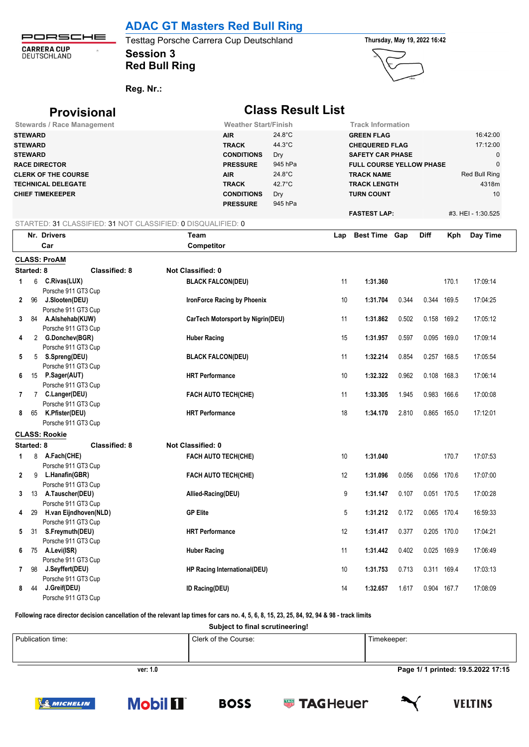# ADAC GT Masters Red Bull Ring

Testtag Porsche Carrera Cup Deutschland

**Session 3**

**Red Bull Ring**

Thursday, May 19, 2022 16:42

**Reg. Nr.:**

## Provisional

## Class Result List

| Stewards / Race Management | Weather Start/Finish | | Track Information | |
|---|---|---|---|---|
| STEWARD | AIR | 24.8°C | GREEN FLAG | 16:42:00 |
| STEWARD | TRACK | 44.3°C | CHEQUERED FLAG | 17:12:00 |
| STEWARD | CONDITIONS | Dry | SAFETY CAR PHASE | 0 |
| RACE DIRECTOR | PRESSURE | 945 hPa | FULL COURSE YELLOW PHASE | 0 |
| CLERK OF THE COURSE | AIR | 24.8°C | TRACK NAME | Red Bull Ring |
| TECHNICAL DELEGATE | TRACK | 42.7°C | TRACK LENGTH | 4318m |
| CHIEF TIMEKEEPER | CONDITIONS | Dry | TURN COUNT | 10 |
| | PRESSURE | 945 hPa | | |
| | | | FASTEST LAP: | #3. HEI - 1:30.525 |

STARTED: 31 CLASSIFIED: 31 NOT CLASSIFIED: 0 DISQUALIFIED: 0

**CLASS: ProAM**

Started: 8 | Classified: 8 | Not Classified: 0

| Pos | Nr. | Drivers / Car | Team / Competitor | Lap | Best Time | Gap | Diff | Kph | Day Time |
|---|---|---|---|---|---|---|---|---|---|
| 1 | 6 | C.Rivas(LUX) / Porsche 911 GT3 Cup | BLACK FALCON(DEU) | 11 | 1:31.360 | | | 170.1 | 17:09:14 |
| 2 | 96 | J.Slooten(DEU) / Porsche 911 GT3 Cup | IronForce Racing by Phoenix | 10 | 1:31.704 | 0.344 | 0.344 | 169.5 | 17:04:25 |
| 3 | 84 | A.Alshehab(KUW) / Porsche 911 GT3 Cup | CarTech Motorsport by Nigrin(DEU) | 11 | 1:31.862 | 0.502 | 0.158 | 169.2 | 17:05:12 |
| 4 | 2 | G.Donchev(BGR) / Porsche 911 GT3 Cup | Huber Racing | 15 | 1:31.957 | 0.597 | 0.095 | 169.0 | 17:09:14 |
| 5 | 5 | S.Spreng(DEU) / Porsche 911 GT3 Cup | BLACK FALCON(DEU) | 11 | 1:32.214 | 0.854 | 0.257 | 168.5 | 17:05:54 |
| 6 | 15 | P.Sager(AUT) / Porsche 911 GT3 Cup | HRT Performance | 10 | 1:32.322 | 0.962 | 0.108 | 168.3 | 17:06:14 |
| 7 | 7 | C.Langer(DEU) / Porsche 911 GT3 Cup | FACH AUTO TECH(CHE) | 11 | 1:33.305 | 1.945 | 0.983 | 166.6 | 17:00:08 |
| 8 | 65 | K.Pfister(DEU) / Porsche 911 GT3 Cup | HRT Performance | 18 | 1:34.170 | 2.810 | 0.865 | 165.0 | 17:12:01 |

**CLASS: Rookie**

Started: 8 | Classified: 8 | Not Classified: 0

| Pos | Nr. | Drivers / Car | Team / Competitor | Lap | Best Time | Gap | Diff | Kph | Day Time |
|---|---|---|---|---|---|---|---|---|---|
| 1 | 8 | A.Fach(CHE) / Porsche 911 GT3 Cup | FACH AUTO TECH(CHE) | 10 | 1:31.040 | | | 170.7 | 17:07:53 |
| 2 | 9 | L.Hanafin(GBR) / Porsche 911 GT3 Cup | FACH AUTO TECH(CHE) | 12 | 1:31.096 | 0.056 | 0.056 | 170.6 | 17:07:00 |
| 3 | 13 | A.Tauscher(DEU) / Porsche 911 GT3 Cup | Allied-Racing(DEU) | 9 | 1:31.147 | 0.107 | 0.051 | 170.5 | 17:00:28 |
| 4 | 29 | H.van Eijndhoven(NLD) / Porsche 911 GT3 Cup | GP Elite | 5 | 1:31.212 | 0.172 | 0.065 | 170.4 | 16:59:33 |
| 5 | 31 | S.Freymuth(DEU) / Porsche 911 GT3 Cup | HRT Performance | 12 | 1:31.417 | 0.377 | 0.205 | 170.0 | 17:04:21 |
| 6 | 75 | A.Levi(ISR) / Porsche 911 GT3 Cup | Huber Racing | 11 | 1:31.442 | 0.402 | 0.025 | 169.9 | 17:06:49 |
| 7 | 98 | J.Seyffert(DEU) / Porsche 911 GT3 Cup | HP Racing International(DEU) | 10 | 1:31.753 | 0.713 | 0.311 | 169.4 | 17:03:13 |
| 8 | 44 | J.Greif(DEU) / Porsche 911 GT3 Cup | ID Racing(DEU) | 14 | 1:32.657 | 1.617 | 0.904 | 167.7 | 17:08:09 |

**Following race director decision cancellation of the relevant lap times for cars no. 4, 5, 6, 8, 15, 23, 25, 84, 92, 94 & 98 - track limits**

**Subject to final scrutineering!**

| Publication time: | Clerk of the Course: | Timekeeper: |
|---|---|---|
| | | |

ver: 1.0

Page 1/ 1 printed: 19.5.2022 17:15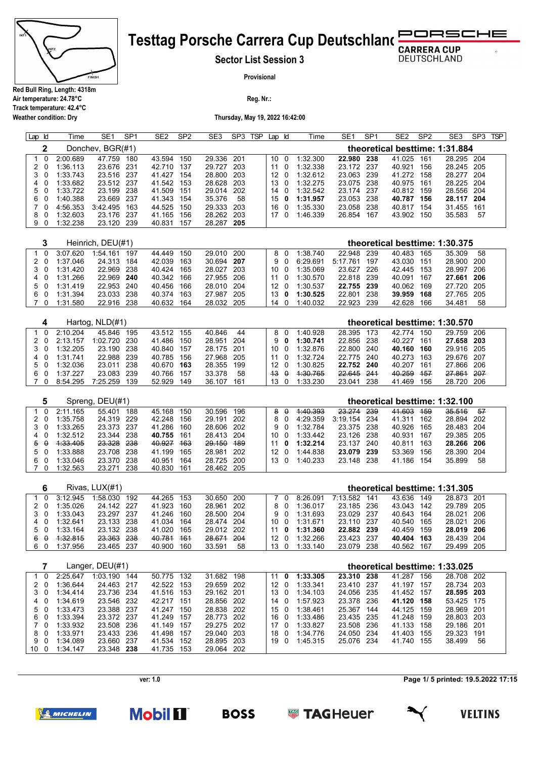# Testtag Porsche Carrera Cup Deutschland

## Sector List Session 3

Provisional

Red Bull Ring, Length: 4318m
Air temperature: 24.78°C
Track temperature: 42.4°C
Weather condition: Dry

Reg. Nr.:

Thursday, May 19, 2022 16:42:00

### 2 Donchev, BGR(#1) — theoretical besttime: 1:31.884

| Lap | Id | Time | SE1 | SP1 | SE2 | SP2 | SE3 | SP3 | TSP | Lap | Id | Time | SE1 | SP1 | SE2 | SP2 | SE3 | SP3 | TSP |
|---|---|---|---|---|---|---|---|---|---|---|---|---|---|---|---|---|---|---|---|
| 1 | 0 | 2:00.689 | 47.759 | 180 | 43.594 | 150 | 29.336 | 201 | | 10 | 0 | 1:32.300 | **22.980** | **238** | 41.025 | 161 | 28.295 | 204 | |
| 2 | 0 | 1:36.113 | 23.676 | 231 | 42.710 | 137 | 29.727 | 203 | | 11 | 0 | 1:32.338 | 23.172 | 237 | 40.921 | 156 | 28.245 | 205 | |
| 3 | 0 | 1:33.743 | 23.516 | 237 | 41.427 | 154 | 28.800 | 203 | | 12 | 0 | 1:32.612 | 23.063 | 239 | 41.272 | 158 | 28.277 | 204 | |
| 4 | 0 | 1:33.682 | 23.512 | 237 | 41.542 | 153 | 28.628 | 203 | | 13 | 0 | 1:32.275 | 23.075 | 238 | 40.975 | 161 | 28.225 | 204 | |
| 5 | 0 | 1:33.722 | 23.199 | 238 | 41.509 | 151 | 29.014 | 202 | | 14 | 0 | 1:32.542 | 23.174 | 237 | 40.812 | 159 | 28.556 | 204 | |
| 6 | 0 | 1:40.388 | 23.669 | 237 | 41.343 | 154 | 35.376 | 58 | | 15 | **0** | **1:31.957** | 23.053 | 238 | **40.787** | **156** | **28.117** | **204** | |
| 7 | 0 | 4:56.353 | 3:42.495 | 163 | 44.525 | 150 | 29.333 | 203 | | 16 | 0 | 1:35.330 | 23.058 | 238 | 40.817 | 154 | 31.455 | 161 | |
| 8 | 0 | 1:32.603 | 23.176 | 237 | 41.165 | 156 | 28.262 | 203 | | 17 | 0 | 1:46.339 | 26.854 | 167 | 43.902 | 150 | 35.583 | 57 | |
| 9 | 0 | 1:32.238 | 23.120 | 239 | 40.831 | 157 | 28.287 | **205** | | | | | | | | | | | |

### 3 Heinrich, DEU(#1) — theoretical besttime: 1:30.375

| Lap | Id | Time | SE1 | SP1 | SE2 | SP2 | SE3 | SP3 | TSP | Lap | Id | Time | SE1 | SP1 | SE2 | SP2 | SE3 | SP3 | TSP |
|---|---|---|---|---|---|---|---|---|---|---|---|---|---|---|---|---|---|---|---|
| 1 | 0 | 3:07.620 | 1:54.161 | 197 | 44.449 | 150 | 29.010 | 200 | | 8 | 0 | 1:38.740 | 22.948 | 239 | 40.483 | 165 | 35.309 | 58 | |
| 2 | 0 | 1:37.046 | 24.313 | 184 | 42.039 | 163 | 30.694 | **207** | | 9 | 0 | 6:29.691 | 5:17.761 | 197 | 43.030 | 151 | 28.900 | 200 | |
| 3 | 0 | 1:31.420 | 22.969 | 238 | 40.424 | 165 | 28.027 | 203 | | 10 | 0 | 1:35.069 | 23.627 | 226 | 42.445 | 153 | 28.997 | 206 | |
| 4 | 0 | 1:31.266 | 22.969 | **240** | 40.342 | 166 | 27.955 | 206 | | 11 | 0 | 1:30.570 | 22.818 | 239 | 40.091 | 167 | **27.661** | **206** | |
| 5 | 0 | 1:31.419 | 22.953 | 240 | 40.456 | 166 | 28.010 | 204 | | 12 | 0 | 1:30.537 | **22.755** | **239** | 40.062 | 169 | 27.720 | 205 | |
| 6 | 0 | 1:31.394 | 23.033 | 238 | 40.374 | 163 | 27.987 | 205 | | 13 | **0** | **1:30.525** | 22.801 | 238 | **39.959** | **168** | 27.765 | 205 | |
| 7 | 0 | 1:31.580 | 22.916 | 238 | 40.632 | 164 | 28.032 | 205 | | 14 | 0 | 1:40.032 | 22.923 | 239 | 42.628 | 166 | 34.481 | 58 | |

### 4 Hartog, NLD(#1) — theoretical besttime: 1:30.570

| Lap | Id | Time | SE1 | SP1 | SE2 | SP2 | SE3 | SP3 | TSP | Lap | Id | Time | SE1 | SP1 | SE2 | SP2 | SE3 | SP3 | TSP |
|---|---|---|---|---|---|---|---|---|---|---|---|---|---|---|---|---|---|---|---|
| 1 | 0 | 2:10.204 | 45.846 | 195 | 43.512 | 155 | 40.846 | 44 | | 8 | 0 | 1:40.928 | 28.395 | 173 | 42.774 | 150 | 29.759 | 206 | |
| 2 | 0 | 2:13.157 | 1:02.720 | 230 | 41.486 | 150 | 28.951 | 204 | | 9 | **0** | **1:30.741** | 22.856 | 238 | 40.227 | 161 | **27.658** | **203** | |
| 3 | 0 | 1:32.205 | 23.190 | 238 | 40.840 | 157 | 28.175 | 201 | | 10 | 0 | 1:32.876 | 22.800 | 240 | **40.160** | **160** | 29.916 | 205 | |
| 4 | 0 | 1:31.741 | 22.988 | 239 | 40.785 | 156 | 27.968 | 205 | | 11 | 0 | 1:32.724 | 22.775 | 240 | 40.273 | 163 | 29.676 | 207 | |
| 5 | 0 | 1:32.036 | 23.011 | 238 | 40.670 | **163** | 28.355 | 199 | | 12 | 0 | 1:30.825 | **22.752** | **240** | 40.207 | 161 | 27.866 | 206 | |
| 6 | 0 | 1:37.227 | 23.083 | 239 | 40.766 | 157 | 33.378 | 58 | | ~~13~~ | ~~0~~ | ~~1:30.765~~ | ~~22.645~~ | ~~241~~ | ~~40.259~~ | ~~157~~ | ~~27.861~~ | ~~207~~ | |
| 7 | 0 | 8:54.295 | 7:25.259 | 139 | 52.929 | 149 | 36.107 | 161 | | 13 | 0 | 1:33.230 | 23.041 | 238 | 41.469 | 156 | 28.720 | 206 | |

### 5 Spreng, DEU(#1) — theoretical besttime: 1:32.100

| Lap | Id | Time | SE1 | SP1 | SE2 | SP2 | SE3 | SP3 | TSP | Lap | Id | Time | SE1 | SP1 | SE2 | SP2 | SE3 | SP3 | TSP |
|---|---|---|---|---|---|---|---|---|---|---|---|---|---|---|---|---|---|---|---|
| 1 | 0 | 2:11.165 | 55.401 | 188 | 45.168 | 150 | 30.596 | 196 | | ~~8~~ | ~~0~~ | ~~1:40.393~~ | ~~23.274~~ | ~~239~~ | ~~41.603~~ | ~~159~~ | ~~35.516~~ | ~~57~~ | |
| 2 | 0 | 1:35.758 | 24.319 | 229 | 42.248 | 156 | 29.191 | 202 | | 8 | 0 | 4:29.359 | 3:19.154 | 234 | 41.311 | 162 | 28.894 | 202 | |
| 3 | 0 | 1:33.265 | 23.373 | 237 | 41.286 | 160 | 28.606 | 202 | | 9 | 0 | 1:32.784 | 23.375 | 238 | 40.926 | 165 | 28.483 | 204 | |
| 4 | 0 | 1:32.512 | 23.344 | 238 | **40.755** | 161 | 28.413 | 204 | | 10 | 0 | 1:33.442 | 23.126 | 238 | 40.931 | 167 | 29.385 | 205 | |
| ~~5~~ | ~~0~~ | ~~1:33.405~~ | ~~23.328~~ | ~~238~~ | ~~40.927~~ | ~~163~~ | ~~29.150~~ | ~~189~~ | | 11 | **0** | **1:32.214** | 23.137 | 240 | 40.811 | 163 | **28.266** | **206** | |
| 5 | 0 | 1:33.888 | 23.708 | 238 | 41.199 | 165 | 28.981 | 202 | | 12 | 0 | 1:44.838 | **23.079** | **239** | 53.369 | 156 | 28.390 | 204 | |
| 6 | 0 | 1:33.046 | 23.370 | 238 | 40.951 | 164 | 28.725 | 200 | | 13 | 0 | 1:40.233 | 23.148 | 238 | 41.186 | 154 | 35.899 | 58 | |
| 7 | 0 | 1:32.563 | 23.271 | 238 | 40.830 | 161 | 28.462 | 205 | | | | | | | | | | | |

### 6 Rivas, LUX(#1) — theoretical besttime: 1:31.305

| Lap | Id | Time | SE1 | SP1 | SE2 | SP2 | SE3 | SP3 | TSP | Lap | Id | Time | SE1 | SP1 | SE2 | SP2 | SE3 | SP3 | TSP |
|---|---|---|---|---|---|---|---|---|---|---|---|---|---|---|---|---|---|---|---|
| 1 | 0 | 3:12.945 | 1:58.030 | 192 | 44.265 | 153 | 30.650 | 200 | | 7 | 0 | 8:26.091 | 7:13.582 | 141 | 43.636 | 149 | 28.873 | 201 | |
| 2 | 0 | 1:35.026 | 24.142 | 227 | 41.923 | 160 | 28.961 | 202 | | 8 | 0 | 1:36.017 | 23.185 | 236 | 43.043 | 142 | 29.789 | 205 | |
| 3 | 0 | 1:33.043 | 23.297 | 237 | 41.246 | 160 | 28.500 | 204 | | 9 | 0 | 1:31.693 | 23.029 | 237 | 40.643 | 164 | 28.021 | 206 | |
| 4 | 0 | 1:32.641 | 23.133 | 238 | 41.034 | 164 | 28.474 | 204 | | 10 | 0 | 1:31.671 | 23.110 | 237 | 40.540 | 165 | 28.021 | 206 | |
| 5 | 0 | 1:33.164 | 23.132 | 238 | 41.020 | 165 | 29.012 | 202 | | 11 | **0** | **1:31.360** | **22.882** | **239** | 40.459 | 159 | **28.019** | **206** | |
| ~~6~~ | ~~0~~ | ~~1:32.815~~ | ~~23.363~~ | ~~238~~ | ~~40.781~~ | ~~161~~ | ~~28.671~~ | ~~204~~ | | 12 | 0 | 1:32.266 | 23.423 | 237 | **40.404** | **163** | 28.439 | 204 | |
| 6 | 0 | 1:37.956 | 23.465 | 237 | 40.900 | 160 | 33.591 | 58 | | 13 | 0 | 1:33.140 | 23.079 | 238 | 40.562 | 167 | 29.499 | 205 | |

### 7 Langer, DEU(#1) — theoretical besttime: 1:33.025

| Lap | Id | Time | SE1 | SP1 | SE2 | SP2 | SE3 | SP3 | TSP | Lap | Id | Time | SE1 | SP1 | SE2 | SP2 | SE3 | SP3 | TSP |
|---|---|---|---|---|---|---|---|---|---|---|---|---|---|---|---|---|---|---|---|
| 1 | 0 | 2:25.647 | 1:03.190 | 144 | 50.775 | 132 | 31.682 | 198 | | 11 | **0** | **1:33.305** | **23.310** | **238** | 41.287 | 156 | 28.708 | 202 | |
| 2 | 0 | 1:36.644 | 24.463 | 217 | 42.522 | 153 | 29.659 | 202 | | 12 | 0 | 1:33.341 | 23.410 | 237 | 41.197 | 157 | 28.734 | 203 | |
| 3 | 0 | 1:34.414 | 23.736 | 234 | 41.516 | 153 | 29.162 | 201 | | 13 | 0 | 1:34.103 | 24.056 | 235 | 41.452 | 157 | **28.595** | **203** | |
| 4 | 0 | 1:34.619 | 23.546 | 232 | 42.217 | 151 | 28.856 | 202 | | 14 | 0 | 1:57.923 | 23.378 | 236 | **41.120** | **158** | 53.425 | 175 | |
| 5 | 0 | 1:33.473 | 23.388 | 237 | 41.247 | 150 | 28.838 | 202 | | 15 | 0 | 1:38.461 | 25.367 | 144 | 44.125 | 159 | 28.969 | 201 | |
| 6 | 0 | 1:33.394 | 23.372 | 237 | 41.249 | 157 | 28.773 | 202 | | 16 | 0 | 1:33.486 | 23.435 | 235 | 41.248 | 159 | 28.803 | 203 | |
| 7 | 0 | 1:33.932 | 23.508 | 236 | 41.149 | 157 | 29.275 | 202 | | 17 | 0 | 1:33.827 | 23.508 | 236 | 41.133 | 158 | 29.186 | 201 | |
| 8 | 0 | 1:33.971 | 23.433 | 236 | 41.498 | 157 | 29.040 | 203 | | 18 | 0 | 1:34.776 | 24.050 | 234 | 41.403 | 155 | 29.323 | 191 | |
| 9 | 0 | 1:34.089 | 23.660 | 237 | 41.534 | 152 | 28.895 | 203 | | 19 | 0 | 1:45.315 | 25.076 | 234 | 41.740 | 155 | 38.499 | 56 | |
| 10 | 0 | 1:34.147 | 23.348 | **238** | 41.735 | 153 | 29.064 | 202 | | | | | | | | | | | |

ver: 1.0

printed: 19.5.2022 17:15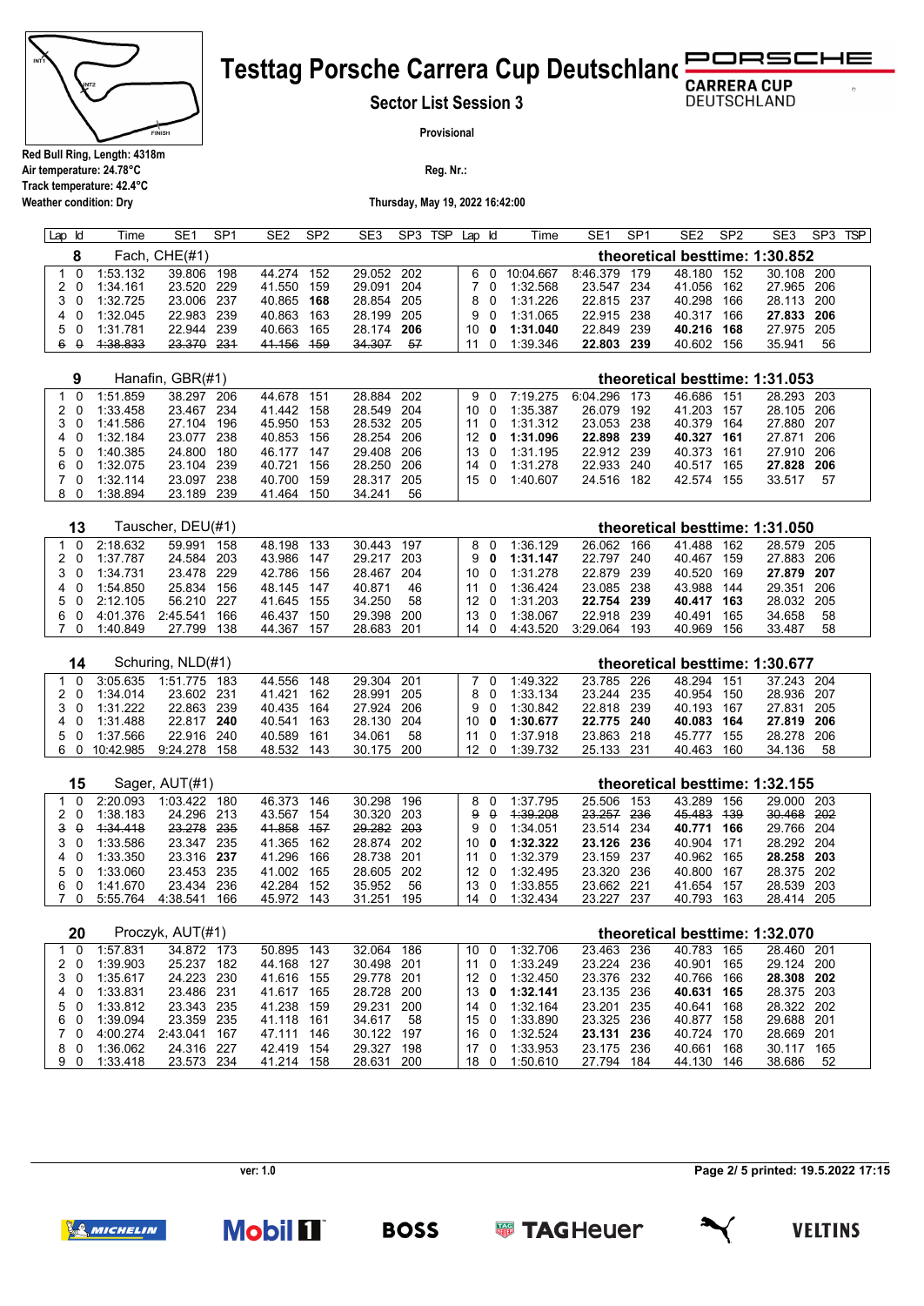# Testtag Porsche Carrera Cup Deutschland

## Sector List Session 3

**Provisional**

**Red Bull Ring, Length: 4318m**
**Air temperature: 24.78°C**
**Track temperature: 42.4°C**
**Weather condition: Dry**

**Reg. Nr.:**

**Thursday, May 19, 2022 16:42:00**

### 8 Fach, CHE(#1) — theoretical besttime: 1:30.852

| Lap | Id | Time | SE1 | SP1 | SE2 | SP2 | SE3 | SP3 | TSP | Lap | Id | Time | SE1 | SP1 | SE2 | SP2 | SE3 | SP3 | TSP |
|---|---|---|---|---|---|---|---|---|---|---|---|---|---|---|---|---|---|---|---|
| 1 | 0 | 1:53.132 | 39.806 | 198 | 44.274 | 152 | 29.052 | 202 | | 6 | 0 | 10:04.667 | 8:46.379 | 179 | 48.180 | 152 | 30.108 | 200 | |
| 2 | 0 | 1:34.161 | 23.520 | 229 | 41.550 | 159 | 29.091 | 204 | | 7 | 0 | 1:32.568 | 23.547 | 234 | 41.056 | 162 | 27.965 | 206 | |
| 3 | 0 | 1:32.725 | 23.006 | 237 | 40.865 | **168** | 28.854 | 205 | | 8 | 0 | 1:31.226 | 22.815 | 237 | 40.298 | 166 | 28.113 | 200 | |
| 4 | 0 | 1:32.045 | 22.983 | 239 | 40.863 | 163 | 28.199 | 205 | | 9 | 0 | 1:31.065 | 22.915 | 238 | 40.317 | 166 | **27.833** | **206** | |
| 5 | 0 | 1:31.781 | 22.944 | 239 | 40.663 | 165 | 28.174 | **206** | | 10 | **0** | **1:31.040** | 22.849 | 239 | **40.216** | **168** | 27.975 | 205 | |
| ~~6~~ | ~~0~~ | ~~1:38.833~~ | ~~23.370~~ | ~~231~~ | ~~41.156~~ | ~~159~~ | ~~34.307~~ | ~~57~~ | | 11 | 0 | 1:39.346 | **22.803** | **239** | 40.602 | 156 | 35.941 | 56 | |

### 9 Hanafin, GBR(#1) — theoretical besttime: 1:31.053

| Lap | Id | Time | SE1 | SP1 | SE2 | SP2 | SE3 | SP3 | TSP | Lap | Id | Time | SE1 | SP1 | SE2 | SP2 | SE3 | SP3 | TSP |
|---|---|---|---|---|---|---|---|---|---|---|---|---|---|---|---|---|---|---|---|
| 1 | 0 | 1:51.859 | 38.297 | 206 | 44.678 | 151 | 28.884 | 202 | | 9 | 0 | 7:19.275 | 6:04.296 | 173 | 46.686 | 151 | 28.293 | 203 | |
| 2 | 0 | 1:33.458 | 23.467 | 234 | 41.442 | 158 | 28.549 | 204 | | 10 | 0 | 1:35.387 | 26.079 | 192 | 41.203 | 157 | 28.105 | 206 | |
| 3 | 0 | 1:41.586 | 27.104 | 196 | 45.950 | 153 | 28.532 | 205 | | 11 | 0 | 1:31.312 | 23.053 | 238 | 40.379 | 164 | 27.880 | 207 | |
| 4 | 0 | 1:32.184 | 23.077 | 238 | 40.853 | 156 | 28.254 | 206 | | 12 | **0** | **1:31.096** | **22.898** | **239** | **40.327** | **161** | 27.871 | 206 | |
| 5 | 0 | 1:40.385 | 24.800 | 180 | 46.177 | 147 | 29.408 | 206 | | 13 | 0 | 1:31.195 | 22.912 | 239 | 40.373 | 161 | 27.910 | 206 | |
| 6 | 0 | 1:32.075 | 23.104 | 239 | 40.721 | 156 | 28.250 | 206 | | 14 | 0 | 1:31.278 | 22.933 | 240 | 40.517 | 165 | **27.828** | **206** | |
| 7 | 0 | 1:32.114 | 23.097 | 238 | 40.700 | 159 | 28.317 | 205 | | 15 | 0 | 1:40.607 | 24.516 | 182 | 42.574 | 155 | 33.517 | 57 | |
| 8 | 0 | 1:38.894 | 23.189 | 239 | 41.464 | 150 | 34.241 | 56 | | | | | | | | | | | |

### 13 Tauscher, DEU(#1) — theoretical besttime: 1:31.050

| Lap | Id | Time | SE1 | SP1 | SE2 | SP2 | SE3 | SP3 | TSP | Lap | Id | Time | SE1 | SP1 | SE2 | SP2 | SE3 | SP3 | TSP |
|---|---|---|---|---|---|---|---|---|---|---|---|---|---|---|---|---|---|---|---|
| 1 | 0 | 2:18.632 | 59.991 | 158 | 48.198 | 133 | 30.443 | 197 | | 8 | 0 | 1:36.129 | 26.062 | 166 | 41.488 | 162 | 28.579 | 205 | |
| 2 | 0 | 1:37.787 | 24.584 | 203 | 43.986 | 147 | 29.217 | 203 | | 9 | **0** | **1:31.147** | 22.797 | 240 | 40.467 | 159 | 27.883 | 206 | |
| 3 | 0 | 1:34.731 | 23.478 | 229 | 42.786 | 156 | 28.467 | 204 | | 10 | 0 | 1:31.278 | 22.879 | 239 | 40.520 | 169 | **27.879** | **207** | |
| 4 | 0 | 1:54.850 | 25.834 | 156 | 48.145 | 147 | 40.871 | 46 | | 11 | 0 | 1:36.424 | 23.085 | 238 | 43.988 | 144 | 29.351 | 206 | |
| 5 | 0 | 2:12.105 | 56.210 | 227 | 41.645 | 155 | 34.250 | 58 | | 12 | 0 | 1:31.203 | **22.754** | **239** | **40.417** | **163** | 28.032 | 205 | |
| 6 | 0 | 4:01.376 | 2:45.541 | 166 | 46.437 | 150 | 29.398 | 200 | | 13 | 0 | 1:38.067 | 22.918 | 239 | 40.491 | 165 | 34.658 | 58 | |
| 7 | 0 | 1:40.849 | 27.799 | 138 | 44.367 | 157 | 28.683 | 201 | | 14 | 0 | 4:43.520 | 3:29.064 | 193 | 40.969 | 156 | 33.487 | 58 | |

### 14 Schuring, NLD(#1) — theoretical besttime: 1:30.677

| Lap | Id | Time | SE1 | SP1 | SE2 | SP2 | SE3 | SP3 | TSP | Lap | Id | Time | SE1 | SP1 | SE2 | SP2 | SE3 | SP3 | TSP |
|---|---|---|---|---|---|---|---|---|---|---|---|---|---|---|---|---|---|---|---|
| 1 | 0 | 3:05.635 | 1:51.775 | 183 | 44.556 | 148 | 29.304 | 201 | | 7 | 0 | 1:49.322 | 23.785 | 226 | 48.294 | 151 | 37.243 | 204 | |
| 2 | 0 | 1:34.014 | 23.602 | 231 | 41.421 | 162 | 28.991 | 205 | | 8 | 0 | 1:33.134 | 23.244 | 235 | 40.954 | 150 | 28.936 | 207 | |
| 3 | 0 | 1:31.222 | 22.863 | 239 | 40.435 | 164 | 27.924 | 206 | | 9 | 0 | 1:30.842 | 22.818 | 239 | 40.193 | 167 | 27.831 | 205 | |
| 4 | 0 | 1:31.488 | 22.817 | **240** | 40.541 | 163 | 28.130 | 204 | | 10 | **0** | **1:30.677** | **22.775** | **240** | **40.083** | **164** | **27.819** | **206** | |
| 5 | 0 | 1:37.566 | 22.916 | 240 | 40.589 | 161 | 34.061 | 58 | | 11 | 0 | 1:37.918 | 23.863 | 218 | 45.777 | 155 | 28.278 | 206 | |
| 6 | 0 | 10:42.985 | 9:24.278 | 158 | 48.532 | 143 | 30.175 | 200 | | 12 | 0 | 1:39.732 | 25.133 | 231 | 40.463 | 160 | 34.136 | 58 | |

### 15 Sager, AUT(#1) — theoretical besttime: 1:32.155

| Lap | Id | Time | SE1 | SP1 | SE2 | SP2 | SE3 | SP3 | TSP | Lap | Id | Time | SE1 | SP1 | SE2 | SP2 | SE3 | SP3 | TSP |
|---|---|---|---|---|---|---|---|---|---|---|---|---|---|---|---|---|---|---|---|
| 1 | 0 | 2:20.093 | 1:03.422 | 180 | 46.373 | 146 | 30.298 | 196 | | 8 | 0 | 1:37.795 | 25.506 | 153 | 43.289 | 156 | 29.000 | 203 | |
| 2 | 0 | 1:38.183 | 24.296 | 213 | 43.567 | 154 | 30.320 | 203 | | ~~9~~ | ~~0~~ | ~~1:39.208~~ | ~~23.257~~ | ~~236~~ | ~~45.483~~ | ~~139~~ | ~~30.468~~ | ~~202~~ | |
| ~~3~~ | ~~0~~ | ~~1:34.418~~ | ~~23.278~~ | ~~235~~ | ~~41.858~~ | ~~157~~ | ~~29.282~~ | ~~203~~ | | 9 | 0 | 1:34.051 | 23.514 | 234 | **40.771** | **166** | 29.766 | 204 | |
| 3 | 0 | 1:33.586 | 23.347 | 235 | 41.365 | 162 | 28.874 | 202 | | 10 | **0** | **1:32.322** | **23.126** | **236** | 40.904 | 171 | 28.292 | 204 | |
| 4 | 0 | 1:33.350 | 23.316 | **237** | 41.296 | 166 | 28.738 | 201 | | 11 | 0 | 1:32.379 | 23.159 | 237 | 40.962 | 165 | **28.258** | **203** | |
| 5 | 0 | 1:33.060 | 23.453 | 235 | 41.002 | 165 | 28.605 | 202 | | 12 | 0 | 1:32.495 | 23.320 | 236 | 40.800 | 167 | 28.375 | 202 | |
| 6 | 0 | 1:41.670 | 23.434 | 236 | 42.284 | 152 | 35.952 | 56 | | 13 | 0 | 1:33.855 | 23.662 | 221 | 41.654 | 157 | 28.539 | 203 | |
| 7 | 0 | 5:55.764 | 4:38.541 | 166 | 45.972 | 143 | 31.251 | 195 | | 14 | 0 | 1:32.434 | 23.227 | 237 | 40.793 | 163 | 28.414 | 205 | |

### 20 Proczyk, AUT(#1) — theoretical besttime: 1:32.070

| Lap | Id | Time | SE1 | SP1 | SE2 | SP2 | SE3 | SP3 | TSP | Lap | Id | Time | SE1 | SP1 | SE2 | SP2 | SE3 | SP3 | TSP |
|---|---|---|---|---|---|---|---|---|---|---|---|---|---|---|---|---|---|---|---|
| 1 | 0 | 1:57.831 | 34.872 | 173 | 50.895 | 143 | 32.064 | 186 | | 10 | 0 | 1:32.706 | 23.463 | 236 | 40.783 | 165 | 28.460 | 201 | |
| 2 | 0 | 1:39.903 | 25.237 | 182 | 44.168 | 127 | 30.498 | 201 | | 11 | 0 | 1:33.249 | 23.224 | 236 | 40.901 | 165 | 29.124 | 200 | |
| 3 | 0 | 1:35.617 | 24.223 | 230 | 41.616 | 155 | 29.778 | 201 | | 12 | 0 | 1:32.450 | 23.376 | 232 | 40.766 | 166 | **28.308** | **202** | |
| 4 | 0 | 1:33.831 | 23.486 | 231 | 41.617 | 165 | 28.728 | 200 | | 13 | **0** | **1:32.141** | 23.135 | 236 | **40.631** | **165** | 28.375 | 203 | |
| 5 | 0 | 1:33.812 | 23.343 | 235 | 41.238 | 159 | 29.231 | 200 | | 14 | 0 | 1:32.164 | 23.201 | 235 | 40.641 | 168 | 28.322 | 202 | |
| 6 | 0 | 1:39.094 | 23.359 | 235 | 41.118 | 161 | 34.617 | 58 | | 15 | 0 | 1:33.890 | 23.325 | 236 | 40.877 | 158 | 29.688 | 201 | |
| 7 | 0 | 4:00.274 | 2:43.041 | 167 | 47.111 | 146 | 30.122 | 197 | | 16 | 0 | 1:32.524 | **23.131** | **236** | 40.724 | 170 | 28.669 | 201 | |
| 8 | 0 | 1:36.062 | 24.316 | 227 | 42.419 | 154 | 29.327 | 198 | | 17 | 0 | 1:33.953 | 23.175 | 236 | 40.661 | 168 | 30.117 | 165 | |
| 9 | 0 | 1:33.418 | 23.573 | 234 | 41.214 | 158 | 28.631 | 200 | | 18 | 0 | 1:50.610 | 27.794 | 184 | 44.130 | 146 | 38.686 | 52 | |

ver: 1.0

Page 2/ 5 printed: 19.5.2022 17:15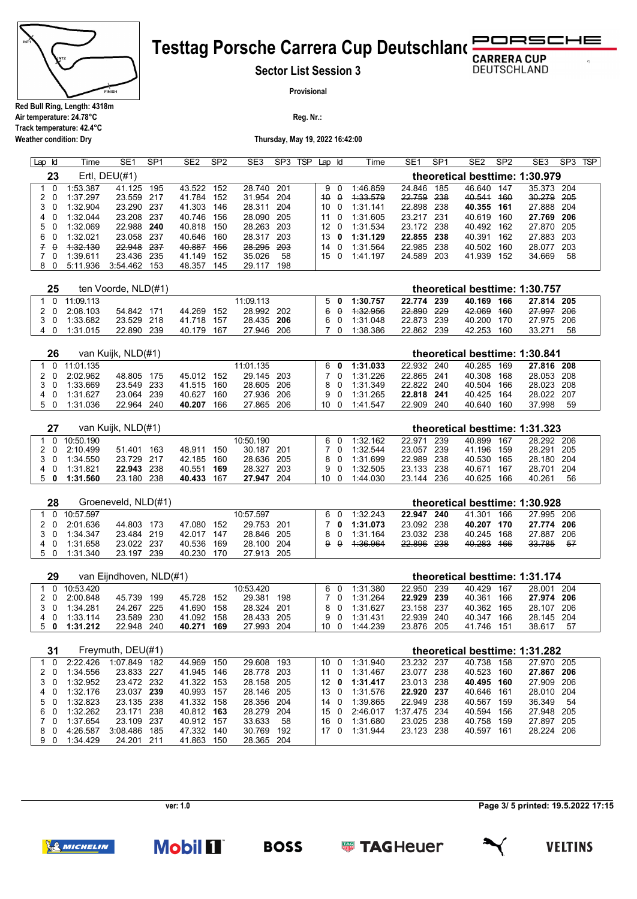# Testtag Porsche Carrera Cup Deutschland

**Sector List Session 3**

**Provisional**

Red Bull Ring, Length: 4318m
Air temperature: 24.78°C
Track temperature: 42.4°C
Weather condition: Dry

Reg. Nr.:

Thursday, May 19, 2022 16:42:00

## 23 Ertl, DEU(#1) — theoretical besttime: 1:30.979

| Lap | Id | Time | SE1 | SP1 | SE2 | SP2 | SE3 | SP3 | TSP | Lap | Id | Time | SE1 | SP1 | SE2 | SP2 | SE3 | SP3 | TSP |
|---|---|---|---|---|---|---|---|---|---|---|---|---|---|---|---|---|---|---|---|
| 1 | 0 | 1:53.387 | 41.125 | 195 | 43.522 | 152 | 28.740 | 201 | | 9 | 0 | 1:46.859 | 24.846 | 185 | 46.640 | 147 | 35.373 | 204 | |
| 2 | 0 | 1:37.297 | 23.559 | 217 | 41.784 | 152 | 31.954 | 204 | | ~~10~~ | ~~0~~ | ~~1:33.579~~ | ~~22.759~~ | ~~238~~ | ~~40.541~~ | ~~160~~ | ~~30.279~~ | ~~205~~ | |
| 3 | 0 | 1:32.904 | 23.290 | 237 | 41.303 | 146 | 28.311 | 204 | | 10 | 0 | 1:31.141 | 22.898 | 238 | **40.355** | **161** | 27.888 | 204 | |
| 4 | 0 | 1:32.044 | 23.208 | 237 | 40.746 | 156 | 28.090 | 205 | | 11 | 0 | 1:31.605 | 23.217 | 231 | 40.619 | 160 | **27.769** | **206** | |
| 5 | 0 | 1:32.069 | 22.988 | **240** | 40.818 | 150 | 28.263 | 203 | | 12 | 0 | 1:31.534 | 23.172 | 238 | 40.492 | 162 | 27.870 | 205 | |
| 6 | 0 | 1:32.021 | 23.058 | 237 | 40.646 | 160 | 28.317 | 203 | | 13 | **0** | **1:31.129** | **22.855** | **238** | 40.391 | 162 | 27.883 | 203 | |
| ~~7~~ | ~~0~~ | ~~1:32.130~~ | ~~22.948~~ | ~~237~~ | ~~40.887~~ | ~~156~~ | ~~28.295~~ | ~~203~~ | | 14 | 0 | 1:31.564 | 22.985 | 238 | 40.502 | 160 | 28.077 | 203 | |
| 7 | 0 | 1:39.611 | 23.436 | 235 | 41.149 | 152 | 35.026 | 58 | | 15 | 0 | 1:41.197 | 24.589 | 203 | 41.939 | 152 | 34.669 | 58 | |
| 8 | 0 | 5:11.936 | 3:54.462 | 153 | 48.357 | 145 | 29.117 | 198 | | | | | | | | | | | |

## 25 ten Voorde, NLD(#1) — theoretical besttime: 1:30.757

| Lap | Id | Time | SE1 | SP1 | SE2 | SP2 | SE3 | SP3 | TSP | Lap | Id | Time | SE1 | SP1 | SE2 | SP2 | SE3 | SP3 | TSP |
|---|---|---|---|---|---|---|---|---|---|---|---|---|---|---|---|---|---|---|---|
| 1 | 0 | 11:09.113 | | | | | 11:09.113 | | | 5 | **0** | **1:30.757** | **22.774** | **239** | **40.169** | **166** | **27.814** | **205** | |
| 2 | 0 | 2:08.103 | 54.842 | 171 | 44.269 | 152 | 28.992 | 202 | | ~~6~~ | ~~0~~ | ~~1:32.956~~ | ~~22.890~~ | ~~229~~ | ~~42.069~~ | ~~160~~ | ~~27.997~~ | ~~206~~ | |
| 3 | 0 | 1:33.682 | 23.529 | 218 | 41.718 | 157 | 28.435 | **206** | | 6 | 0 | 1:31.048 | 22.873 | 239 | 40.200 | 170 | 27.975 | 206 | |
| 4 | 0 | 1:31.015 | 22.890 | 239 | 40.179 | 167 | 27.946 | 206 | | 7 | 0 | 1:38.386 | 22.862 | 239 | 42.253 | 160 | 33.271 | 58 | |

## 26 van Kuijk, NLD(#1) — theoretical besttime: 1:30.841

| Lap | Id | Time | SE1 | SP1 | SE2 | SP2 | SE3 | SP3 | TSP | Lap | Id | Time | SE1 | SP1 | SE2 | SP2 | SE3 | SP3 | TSP |
|---|---|---|---|---|---|---|---|---|---|---|---|---|---|---|---|---|---|---|---|
| 1 | 0 | 11:01.135 | | | | | 11:01.135 | | | 6 | **0** | **1:31.033** | 22.932 | 240 | 40.285 | 169 | **27.816** | **208** | |
| 2 | 0 | 2:02.962 | 48.805 | 175 | 45.012 | 152 | 29.145 | 203 | | 7 | 0 | 1:31.226 | 22.865 | 241 | 40.308 | 168 | 28.053 | 208 | |
| 3 | 0 | 1:33.669 | 23.549 | 233 | 41.515 | 160 | 28.605 | 206 | | 8 | 0 | 1:31.349 | 22.822 | 240 | 40.504 | 166 | 28.023 | 208 | |
| 4 | 0 | 1:31.627 | 23.064 | 239 | 40.627 | 160 | 27.936 | 206 | | 9 | 0 | 1:31.265 | **22.818** | **241** | 40.425 | 164 | 28.022 | 207 | |
| 5 | 0 | 1:31.036 | 22.964 | 240 | **40.207** | 166 | 27.865 | 206 | | 10 | 0 | 1:41.547 | 22.909 | 240 | 40.640 | 160 | 37.998 | 59 | |

## 27 van Kuijk, NLD(#1) — theoretical besttime: 1:31.323

| Lap | Id | Time | SE1 | SP1 | SE2 | SP2 | SE3 | SP3 | TSP | Lap | Id | Time | SE1 | SP1 | SE2 | SP2 | SE3 | SP3 | TSP |
|---|---|---|---|---|---|---|---|---|---|---|---|---|---|---|---|---|---|---|---|
| 1 | 0 | 10:50.190 | | | | | 10:50.190 | | | 6 | 0 | 1:32.162 | 22.971 | 239 | 40.899 | 167 | 28.292 | 206 | |
| 2 | 0 | 2:10.499 | 51.401 | 163 | 48.911 | 150 | 30.187 | 201 | | 7 | 0 | 1:32.544 | 23.057 | 239 | 41.196 | 159 | 28.291 | 205 | |
| 3 | 0 | 1:34.550 | 23.729 | 217 | 42.185 | 160 | 28.636 | 205 | | 8 | 0 | 1:31.699 | 22.989 | 238 | 40.530 | 165 | 28.180 | 204 | |
| 4 | 0 | 1:31.821 | **22.943** | 238 | 40.551 | **169** | 28.327 | 203 | | 9 | 0 | 1:32.505 | 23.133 | 238 | 40.671 | 167 | 28.701 | 204 | |
| 5 | **0** | **1:31.560** | 23.180 | 238 | **40.433** | 167 | **27.947** | 204 | | 10 | 0 | 1:44.030 | 23.144 | 236 | 40.625 | 166 | 40.261 | 56 | |

## 28 Groeneveld, NLD(#1) — theoretical besttime: 1:30.928

| Lap | Id | Time | SE1 | SP1 | SE2 | SP2 | SE3 | SP3 | TSP | Lap | Id | Time | SE1 | SP1 | SE2 | SP2 | SE3 | SP3 | TSP |
|---|---|---|---|---|---|---|---|---|---|---|---|---|---|---|---|---|---|---|---|
| 1 | 0 | 10:57.597 | | | | | 10:57.597 | | | 6 | 0 | 1:32.243 | **22.947** | **240** | 41.301 | 166 | 27.995 | 206 | |
| 2 | 0 | 2:01.636 | 44.803 | 173 | 47.080 | 152 | 29.753 | 201 | | 7 | **0** | **1:31.073** | 23.092 | 238 | **40.207** | **170** | **27.774** | **206** | |
| 3 | 0 | 1:34.347 | 23.484 | 219 | 42.017 | 147 | 28.846 | 205 | | 8 | 0 | 1:31.164 | 23.032 | 238 | 40.245 | 168 | 27.887 | 206 | |
| 4 | 0 | 1:31.658 | 23.022 | 237 | 40.536 | 169 | 28.100 | 204 | | ~~9~~ | ~~0~~ | ~~1:36.964~~ | ~~22.896~~ | ~~238~~ | ~~40.283~~ | ~~166~~ | ~~33.785~~ | ~~57~~ | |
| 5 | 0 | 1:31.340 | 23.197 | 239 | 40.230 | 170 | 27.913 | 205 | | | | | | | | | | | |

## 29 van Eijndhoven, NLD(#1) — theoretical besttime: 1:31.174

| Lap | Id | Time | SE1 | SP1 | SE2 | SP2 | SE3 | SP3 | TSP | Lap | Id | Time | SE1 | SP1 | SE2 | SP2 | SE3 | SP3 | TSP |
|---|---|---|---|---|---|---|---|---|---|---|---|---|---|---|---|---|---|---|---|
| 1 | 0 | 10:53.420 | | | | | 10:53.420 | | | 6 | 0 | 1:31.380 | 22.950 | 239 | 40.429 | 167 | 28.001 | 204 | |
| 2 | 0 | 2:00.848 | 45.739 | 199 | 45.728 | 152 | 29.381 | 198 | | 7 | 0 | 1:31.264 | **22.929** | **239** | 40.361 | 166 | **27.974** | **206** | |
| 3 | 0 | 1:34.281 | 24.267 | 225 | 41.690 | 158 | 28.324 | 201 | | 8 | 0 | 1:31.627 | 23.158 | 237 | 40.362 | 165 | 28.107 | 206 | |
| 4 | 0 | 1:33.114 | 23.589 | 230 | 41.092 | 158 | 28.433 | 205 | | 9 | 0 | 1:31.431 | 22.939 | 240 | 40.347 | 166 | 28.145 | 204 | |
| 5 | **0** | **1:31.212** | 22.948 | 240 | **40.271** | **169** | 27.993 | 204 | | 10 | 0 | 1:44.239 | 23.876 | 205 | 41.746 | 151 | 38.617 | 57 | |

## 31 Freymuth, DEU(#1) — theoretical besttime: 1:31.282

| Lap | Id | Time | SE1 | SP1 | SE2 | SP2 | SE3 | SP3 | TSP | Lap | Id | Time | SE1 | SP1 | SE2 | SP2 | SE3 | SP3 | TSP |
|---|---|---|---|---|---|---|---|---|---|---|---|---|---|---|---|---|---|---|---|
| 1 | 0 | 2:22.426 | 1:07.849 | 182 | 44.969 | 150 | 29.608 | 193 | | 10 | 0 | 1:31.940 | 23.232 | 237 | 40.738 | 158 | 27.970 | 205 | |
| 2 | 0 | 1:34.556 | 23.833 | 227 | 41.945 | 146 | 28.778 | 203 | | 11 | 0 | 1:31.467 | 23.077 | 238 | 40.523 | 160 | **27.867** | **206** | |
| 3 | 0 | 1:32.952 | 23.472 | 232 | 41.322 | 153 | 28.158 | 205 | | 12 | **0** | **1:31.417** | 23.013 | 238 | **40.495** | **160** | 27.909 | 206 | |
| 4 | 0 | 1:32.176 | 23.037 | **239** | 40.993 | 157 | 28.146 | 205 | | 13 | 0 | 1:31.576 | **22.920** | **237** | 40.646 | 161 | 28.010 | 204 | |
| 5 | 0 | 1:32.823 | 23.135 | 238 | 41.332 | 158 | 28.356 | 204 | | 14 | 0 | 1:39.865 | 22.949 | 238 | 40.567 | 159 | 36.349 | 54 | |
| 6 | 0 | 1:32.262 | 23.171 | 238 | 40.812 | **163** | 28.279 | 204 | | 15 | 0 | 2:46.017 | 1:37.475 | 234 | 40.594 | 156 | 27.948 | 205 | |
| 7 | 0 | 1:37.654 | 23.109 | 237 | 40.912 | 157 | 33.633 | 58 | | 16 | 0 | 1:31.680 | 23.025 | 238 | 40.758 | 159 | 27.897 | 205 | |
| 8 | 0 | 4:26.587 | 3:08.486 | 185 | 47.332 | 140 | 30.769 | 192 | | 17 | 0 | 1:31.944 | 23.123 | 238 | 40.597 | 161 | 28.224 | 206 | |
| 9 | 0 | 1:34.429 | 24.201 | 211 | 41.863 | 150 | 28.365 | 204 | | | | | | | | | | | |

ver: 1.0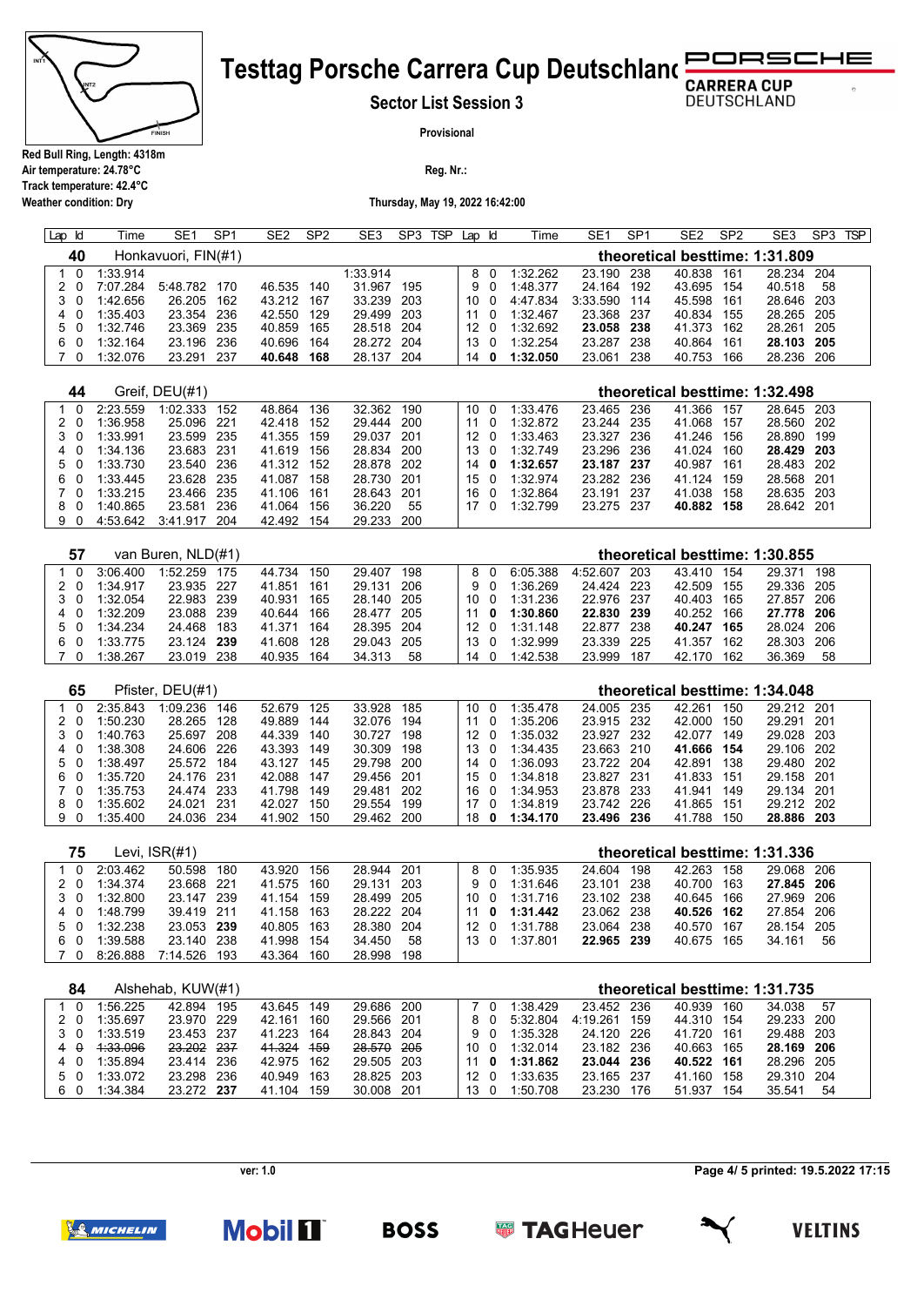# Testtag Porsche Carrera Cup Deutschland

**Sector List Session 3**

**Provisional**

Red Bull Ring, Length: 4318m
Air temperature: 24.78°C
Track temperature: 42.4°C
Weather condition: Dry

Reg. Nr.:

Thursday, May 19, 2022 16:42:00

## 40 Honkavuori, FIN(#1) — theoretical besttime: 1:31.809

| Lap | Id | Time | SE1 | SP1 | SE2 | SP2 | SE3 | SP3 | TSP |
|---|---|---|---|---|---|---|---|---|---|
| 1 | 0 | 1:33.914 | | | | | 1:33.914 | | |
| 2 | 0 | 7:07.284 | 5:48.782 | 170 | 46.535 | 140 | 31.967 | 195 | |
| 3 | 0 | 1:42.656 | 26.205 | 162 | 43.212 | 167 | 33.239 | 203 | |
| 4 | 0 | 1:35.403 | 23.354 | 236 | 42.550 | 129 | 29.499 | 203 | |
| 5 | 0 | 1:32.746 | 23.369 | 235 | 40.859 | 165 | 28.518 | 204 | |
| 6 | 0 | 1:32.164 | 23.196 | 236 | 40.696 | 164 | 28.272 | 204 | |
| 7 | 0 | 1:32.076 | 23.291 | 237 | **40.648** | **168** | 28.137 | 204 | |
| 8 | 0 | 1:32.262 | 23.190 | 238 | 40.838 | 161 | 28.234 | 204 | |
| 9 | 0 | 1:48.377 | 24.164 | 192 | 43.695 | 154 | 40.518 | 58 | |
| 10 | 0 | 4:47.834 | 3:33.590 | 114 | 45.598 | 161 | 28.646 | 203 | |
| 11 | 0 | 1:32.467 | 23.368 | 237 | 40.834 | 155 | 28.265 | 205 | |
| 12 | 0 | 1:32.692 | **23.058** | **238** | 41.373 | 162 | 28.261 | 205 | |
| 13 | 0 | 1:32.254 | 23.287 | 238 | 40.864 | 161 | **28.103** | **205** | |
| 14 | **0** | **1:32.050** | 23.061 | 238 | 40.753 | 166 | 28.236 | 206 | |

## 44 Greif, DEU(#1) — theoretical besttime: 1:32.498

| Lap | Id | Time | SE1 | SP1 | SE2 | SP2 | SE3 | SP3 | TSP |
|---|---|---|---|---|---|---|---|---|---|
| 1 | 0 | 2:23.559 | 1:02.333 | 152 | 48.864 | 136 | 32.362 | 190 | |
| 2 | 0 | 1:36.958 | 25.096 | 221 | 42.418 | 152 | 29.444 | 200 | |
| 3 | 0 | 1:33.991 | 23.599 | 235 | 41.355 | 159 | 29.037 | 201 | |
| 4 | 0 | 1:34.136 | 23.683 | 231 | 41.619 | 156 | 28.834 | 200 | |
| 5 | 0 | 1:33.730 | 23.540 | 236 | 41.312 | 152 | 28.878 | 202 | |
| 6 | 0 | 1:33.445 | 23.628 | 235 | 41.087 | 158 | 28.730 | 201 | |
| 7 | 0 | 1:33.215 | 23.466 | 235 | 41.106 | 161 | 28.643 | 201 | |
| 8 | 0 | 1:40.865 | 23.581 | 236 | 41.064 | 156 | 36.220 | 55 | |
| 9 | 0 | 4:53.642 | 3:41.917 | 204 | 42.492 | 154 | 29.233 | 200 | |
| 10 | 0 | 1:33.476 | 23.465 | 236 | 41.366 | 157 | 28.645 | 203 | |
| 11 | 0 | 1:32.872 | 23.244 | 235 | 41.068 | 157 | 28.560 | 202 | |
| 12 | 0 | 1:33.463 | 23.327 | 236 | 41.246 | 156 | 28.890 | 199 | |
| 13 | 0 | 1:32.749 | 23.296 | 236 | 41.024 | 160 | **28.429** | **203** | |
| 14 | **0** | **1:32.657** | **23.187** | **237** | 40.987 | 161 | 28.483 | 202 | |
| 15 | 0 | 1:32.974 | 23.282 | 236 | 41.124 | 159 | 28.568 | 201 | |
| 16 | 0 | 1:32.864 | 23.191 | 237 | 41.038 | 158 | 28.635 | 203 | |
| 17 | 0 | 1:32.799 | 23.275 | 237 | **40.882** | **158** | 28.642 | 201 | |

## 57 van Buren, NLD(#1) — theoretical besttime: 1:30.855

| Lap | Id | Time | SE1 | SP1 | SE2 | SP2 | SE3 | SP3 | TSP |
|---|---|---|---|---|---|---|---|---|---|
| 1 | 0 | 3:06.400 | 1:52.259 | 175 | 44.734 | 150 | 29.407 | 198 | |
| 2 | 0 | 1:34.917 | 23.935 | 227 | 41.851 | 161 | 29.131 | 206 | |
| 3 | 0 | 1:32.054 | 22.983 | 239 | 40.931 | 165 | 28.140 | 205 | |
| 4 | 0 | 1:32.209 | 23.088 | 239 | 40.644 | 166 | 28.477 | 205 | |
| 5 | 0 | 1:34.234 | 24.468 | 183 | 41.371 | 164 | 28.395 | 204 | |
| 6 | 0 | 1:33.775 | 23.124 | **239** | 41.608 | 128 | 29.043 | 205 | |
| 7 | 0 | 1:38.267 | 23.019 | 238 | 40.935 | 164 | 34.313 | 58 | |
| 8 | 0 | 6:05.388 | 4:52.607 | 203 | 43.410 | 154 | 29.371 | 198 | |
| 9 | 0 | 1:36.269 | 24.424 | 223 | 42.509 | 155 | 29.336 | 205 | |
| 10 | 0 | 1:31.236 | 22.976 | 237 | 40.403 | 165 | 27.857 | 206 | |
| 11 | **0** | **1:30.860** | **22.830** | **239** | 40.252 | 166 | **27.778** | **206** | |
| 12 | 0 | 1:31.148 | 22.877 | 238 | **40.247** | **165** | 28.024 | 206 | |
| 13 | 0 | 1:32.999 | 23.339 | 225 | 41.357 | 162 | 28.303 | 206 | |
| 14 | 0 | 1:42.538 | 23.999 | 187 | 42.170 | 162 | 36.369 | 58 | |

## 65 Pfister, DEU(#1) — theoretical besttime: 1:34.048

| Lap | Id | Time | SE1 | SP1 | SE2 | SP2 | SE3 | SP3 | TSP |
|---|---|---|---|---|---|---|---|---|---|
| 1 | 0 | 2:35.843 | 1:09.236 | 146 | 52.679 | 125 | 33.928 | 185 | |
| 2 | 0 | 1:50.230 | 28.265 | 128 | 49.889 | 144 | 32.076 | 194 | |
| 3 | 0 | 1:40.763 | 25.697 | 208 | 44.339 | 140 | 30.727 | 198 | |
| 4 | 0 | 1:38.308 | 24.606 | 226 | 43.393 | 149 | 30.309 | 198 | |
| 5 | 0 | 1:38.497 | 25.572 | 184 | 43.127 | 145 | 29.798 | 200 | |
| 6 | 0 | 1:35.720 | 24.176 | 231 | 42.088 | 147 | 29.456 | 201 | |
| 7 | 0 | 1:35.753 | 24.474 | 233 | 41.798 | 149 | 29.481 | 202 | |
| 8 | 0 | 1:35.602 | 24.021 | 231 | 42.027 | 150 | 29.554 | 199 | |
| 9 | 0 | 1:35.400 | 24.036 | 234 | 41.902 | 150 | 29.462 | 200 | |
| 10 | 0 | 1:35.478 | 24.005 | 235 | 42.261 | 150 | 29.212 | 201 | |
| 11 | 0 | 1:35.206 | 23.915 | 232 | 42.000 | 150 | 29.291 | 201 | |
| 12 | 0 | 1:35.032 | 23.927 | 232 | 42.077 | 149 | 29.028 | 203 | |
| 13 | 0 | 1:34.435 | 23.663 | 210 | **41.666** | **154** | 29.106 | 202 | |
| 14 | 0 | 1:36.093 | 23.722 | 204 | 42.891 | 138 | 29.480 | 202 | |
| 15 | 0 | 1:34.818 | 23.827 | 231 | 41.833 | 151 | 29.158 | 201 | |
| 16 | 0 | 1:34.953 | 23.878 | 233 | 41.941 | 149 | 29.134 | 201 | |
| 17 | 0 | 1:34.819 | 23.742 | 226 | 41.865 | 151 | 29.212 | 202 | |
| 18 | **0** | **1:34.170** | **23.496** | **236** | 41.788 | 150 | **28.886** | **203** | |

## 75 Levi, ISR(#1) — theoretical besttime: 1:31.336

| Lap | Id | Time | SE1 | SP1 | SE2 | SP2 | SE3 | SP3 | TSP |
|---|---|---|---|---|---|---|---|---|---|
| 1 | 0 | 2:03.462 | 50.598 | 180 | 43.920 | 156 | 28.944 | 201 | |
| 2 | 0 | 1:34.374 | 23.668 | 221 | 41.575 | 160 | 29.131 | 203 | |
| 3 | 0 | 1:32.800 | 23.147 | 239 | 41.154 | 159 | 28.499 | 205 | |
| 4 | 0 | 1:48.799 | 39.419 | 211 | 41.158 | 163 | 28.222 | 204 | |
| 5 | 0 | 1:32.238 | 23.053 | **239** | 40.805 | 163 | 28.380 | 204 | |
| 6 | 0 | 1:39.588 | 23.140 | 238 | 41.998 | 154 | 34.450 | 58 | |
| 7 | 0 | 8:26.888 | 7:14.526 | 193 | 43.364 | 160 | 28.998 | 198 | |
| 8 | 0 | 1:35.935 | 24.604 | 198 | 42.263 | 158 | 29.068 | 206 | |
| 9 | 0 | 1:31.646 | 23.101 | 238 | 40.700 | 163 | **27.845** | **206** | |
| 10 | 0 | 1:31.716 | 23.102 | 238 | 40.645 | 166 | 27.969 | 206 | |
| 11 | **0** | **1:31.442** | 23.062 | 238 | **40.526** | **162** | 27.854 | 206 | |
| 12 | 0 | 1:31.788 | 23.064 | 238 | 40.570 | 167 | 28.154 | 205 | |
| 13 | 0 | 1:37.801 | **22.965** | **239** | 40.675 | 165 | 34.161 | 56 | |

## 84 Alshehab, KUW(#1) — theoretical besttime: 1:31.735

| Lap | Id | Time | SE1 | SP1 | SE2 | SP2 | SE3 | SP3 | TSP |
|---|---|---|---|---|---|---|---|---|---|
| 1 | 0 | 1:56.225 | 42.894 | 195 | 43.645 | 149 | 29.686 | 200 | |
| 2 | 0 | 1:35.697 | 23.970 | 229 | 42.161 | 160 | 29.566 | 201 | |
| 3 | 0 | 1:33.519 | 23.453 | 237 | 41.223 | 164 | 28.843 | 204 | |
| ~~4~~ | ~~0~~ | ~~1:33.096~~ | ~~23.202~~ | ~~237~~ | ~~41.324~~ | ~~159~~ | ~~28.570~~ | ~~205~~ | |
| 4 | 0 | 1:35.894 | 23.414 | 236 | 42.975 | 162 | 29.505 | 203 | |
| 5 | 0 | 1:33.072 | 23.298 | 236 | 40.949 | 163 | 28.825 | 203 | |
| 6 | 0 | 1:34.384 | 23.272 | **237** | 41.104 | 159 | 30.008 | 201 | |
| 7 | 0 | 1:38.429 | 23.452 | 236 | 40.939 | 160 | 34.038 | 57 | |
| 8 | 0 | 5:32.804 | 4:19.261 | 159 | 44.310 | 154 | 29.233 | 200 | |
| 9 | 0 | 1:35.328 | 24.120 | 226 | 41.720 | 161 | 29.488 | 203 | |
| 10 | 0 | 1:32.014 | 23.182 | 236 | 40.663 | 165 | **28.169** | **206** | |
| 11 | **0** | **1:31.862** | **23.044** | **236** | **40.522** | **161** | 28.296 | 205 | |
| 12 | 0 | 1:33.635 | 23.165 | 237 | 41.160 | 158 | 29.310 | 204 | |
| 13 | 0 | 1:50.708 | 23.230 | 176 | 51.937 | 154 | 35.541 | 54 | |

ver: 1.0

Page 4/ 5 printed: 19.5.2022 17:15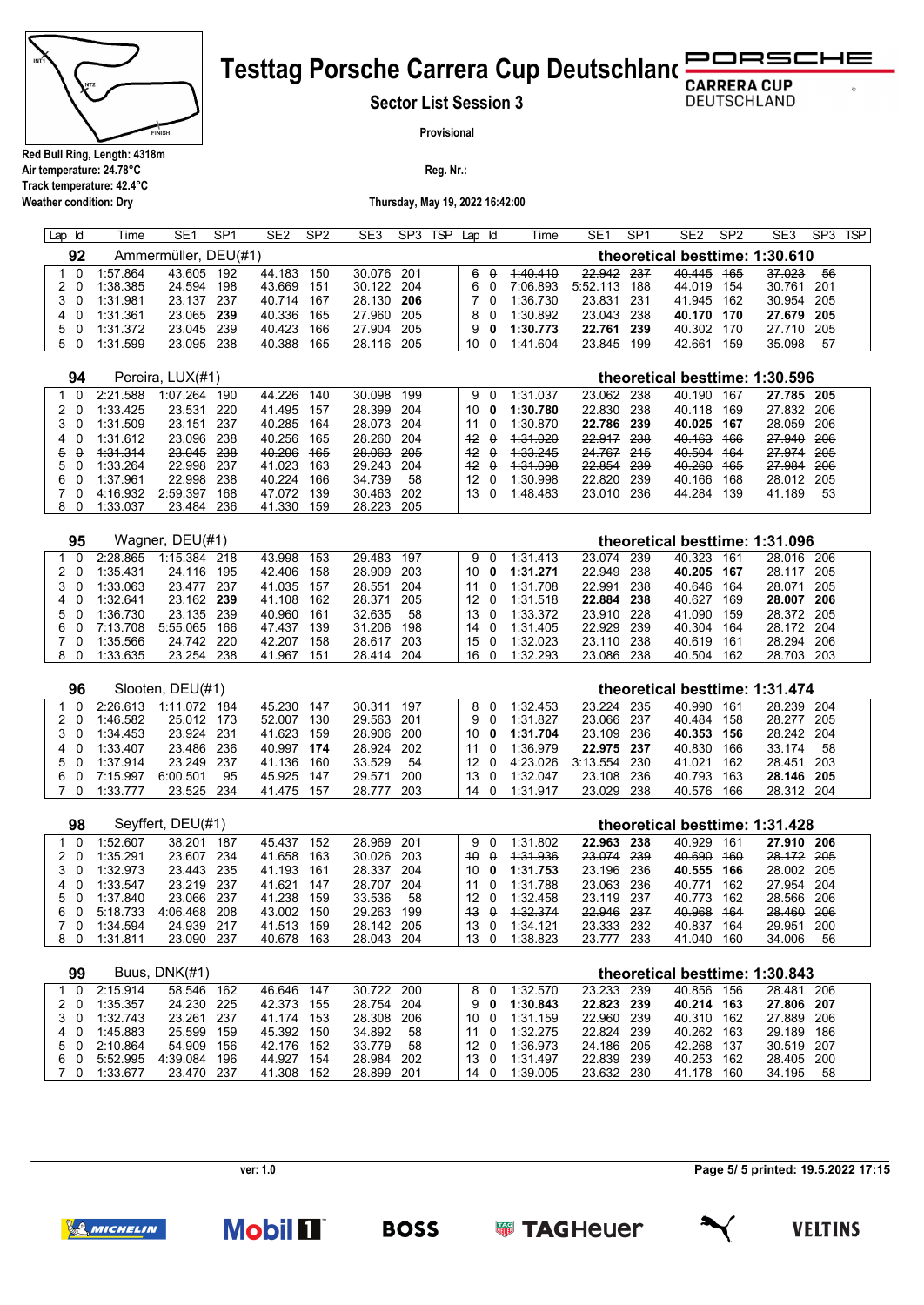# Testtag Porsche Carrera Cup Deutschland

## Sector List Session 3

Provisional

Red Bull Ring, Length: 4318m
Air temperature: 24.78°C
Track temperature: 42.4°C
Weather condition: Dry

Reg. Nr.:

Thursday, May 19, 2022 16:42:00

### 92 Ammermüller, DEU(#1) — theoretical besttime: 1:30.610

| Lap | Id | Time | SE1 | SP1 | SE2 | SP2 | SE3 | SP3 | TSP | Lap | Id | Time | SE1 | SP1 | SE2 | SP2 | SE3 | SP3 | TSP |
|---|---|---|---|---|---|---|---|---|---|---|---|---|---|---|---|---|---|---|---|
| 1 | 0 | 1:57.864 | 43.605 | 192 | 44.183 | 150 | 30.076 | 201 | | ~~6~~ | ~~0~~ | ~~1:40.410~~ | ~~22.942~~ | ~~237~~ | ~~40.445~~ | ~~165~~ | ~~37.023~~ | ~~56~~ | |
| 2 | 0 | 1:38.385 | 24.594 | 198 | 43.669 | 151 | 30.122 | 204 | | 6 | 0 | 7:06.893 | 5:52.113 | 188 | 44.019 | 154 | 30.761 | 201 | |
| 3 | 0 | 1:31.981 | 23.137 | 237 | 40.714 | 167 | 28.130 | **206** | | 7 | 0 | 1:36.730 | 23.831 | 231 | 41.945 | 162 | 30.954 | 205 | |
| 4 | 0 | 1:31.361 | 23.065 | **239** | 40.336 | 165 | 27.960 | 205 | | 8 | 0 | 1:30.892 | 23.043 | 238 | **40.170** | **170** | **27.679** | **205** | |
| ~~5~~ | ~~0~~ | ~~1:31.372~~ | ~~23.045~~ | ~~239~~ | ~~40.423~~ | ~~166~~ | ~~27.904~~ | ~~205~~ | | 9 | **0** | **1:30.773** | **22.761** | **239** | 40.302 | 170 | 27.710 | 205 | |
| 5 | 0 | 1:31.599 | 23.095 | 238 | 40.388 | 165 | 28.116 | 205 | | 10 | 0 | 1:41.604 | 23.845 | 199 | 42.661 | 159 | 35.098 | 57 | |

### 94 Pereira, LUX(#1) — theoretical besttime: 1:30.596

| Lap | Id | Time | SE1 | SP1 | SE2 | SP2 | SE3 | SP3 | TSP | Lap | Id | Time | SE1 | SP1 | SE2 | SP2 | SE3 | SP3 | TSP |
|---|---|---|---|---|---|---|---|---|---|---|---|---|---|---|---|---|---|---|---|
| 1 | 0 | 2:21.588 | 1:07.264 | 190 | 44.226 | 140 | 30.098 | 199 | | 9 | 0 | 1:31.037 | 23.062 | 238 | 40.190 | 167 | **27.785** | **205** | |
| 2 | 0 | 1:33.425 | 23.531 | 220 | 41.495 | 157 | 28.399 | 204 | | 10 | **0** | **1:30.780** | 22.830 | 238 | 40.118 | 169 | 27.832 | 206 | |
| 3 | 0 | 1:31.509 | 23.151 | 237 | 40.285 | 164 | 28.073 | 204 | | 11 | 0 | 1:30.870 | **22.786** | **239** | **40.025** | **167** | 28.059 | 206 | |
| 4 | 0 | 1:31.612 | 23.096 | 238 | 40.256 | 165 | 28.260 | 204 | | ~~12~~ | ~~0~~ | ~~1:31.020~~ | ~~22.917~~ | ~~238~~ | ~~40.163~~ | ~~166~~ | ~~27.940~~ | ~~206~~ | |
| ~~5~~ | ~~0~~ | ~~1:31.314~~ | ~~23.045~~ | ~~238~~ | ~~40.206~~ | ~~165~~ | ~~28.063~~ | ~~205~~ | | ~~12~~ | ~~0~~ | ~~1:33.245~~ | ~~24.767~~ | ~~215~~ | ~~40.504~~ | ~~164~~ | ~~27.974~~ | ~~205~~ | |
| 5 | 0 | 1:33.264 | 22.998 | 237 | 41.023 | 163 | 29.243 | 204 | | ~~12~~ | ~~0~~ | ~~1:31.098~~ | ~~22.854~~ | ~~239~~ | ~~40.260~~ | ~~165~~ | ~~27.984~~ | ~~206~~ | |
| 6 | 0 | 1:37.961 | 22.998 | 238 | 40.224 | 166 | 34.739 | 58 | | 12 | 0 | 1:30.998 | 22.820 | 239 | 40.166 | 168 | 28.012 | 205 | |
| 7 | 0 | 4:16.932 | 2:59.397 | 168 | 47.072 | 139 | 30.463 | 202 | | 13 | 0 | 1:48.483 | 23.010 | 236 | 44.284 | 139 | 41.189 | 53 | |
| 8 | 0 | 1:33.037 | 23.484 | 236 | 41.330 | 159 | 28.223 | 205 | | | | | | | | | | | |

### 95 Wagner, DEU(#1) — theoretical besttime: 1:31.096

| Lap | Id | Time | SE1 | SP1 | SE2 | SP2 | SE3 | SP3 | TSP | Lap | Id | Time | SE1 | SP1 | SE2 | SP2 | SE3 | SP3 | TSP |
|---|---|---|---|---|---|---|---|---|---|---|---|---|---|---|---|---|---|---|---|
| 1 | 0 | 2:28.865 | 1:15.384 | 218 | 43.998 | 153 | 29.483 | 197 | | 9 | 0 | 1:31.413 | 23.074 | 239 | 40.323 | 161 | 28.016 | 206 | |
| 2 | 0 | 1:35.431 | 24.116 | 195 | 42.406 | 158 | 28.909 | 203 | | 10 | **0** | **1:31.271** | 22.949 | 238 | **40.205** | **167** | 28.117 | 205 | |
| 3 | 0 | 1:33.063 | 23.477 | 237 | 41.035 | 157 | 28.551 | 204 | | 11 | 0 | 1:31.708 | 22.991 | 238 | 40.646 | 164 | 28.071 | 205 | |
| 4 | 0 | 1:32.641 | 23.162 | **239** | 41.108 | 162 | 28.371 | 205 | | 12 | 0 | 1:31.518 | **22.884** | **238** | 40.627 | 169 | **28.007** | **206** | |
| 5 | 0 | 1:36.730 | 23.135 | 239 | 40.960 | 161 | 32.635 | 58 | | 13 | 0 | 1:33.372 | 23.910 | 228 | 41.090 | 159 | 28.372 | 205 | |
| 6 | 0 | 7:13.708 | 5:55.065 | 166 | 47.437 | 139 | 31.206 | 198 | | 14 | 0 | 1:31.405 | 22.929 | 239 | 40.304 | 164 | 28.172 | 204 | |
| 7 | 0 | 1:35.566 | 24.742 | 220 | 42.207 | 158 | 28.617 | 203 | | 15 | 0 | 1:32.023 | 23.110 | 238 | 40.619 | 161 | 28.294 | 206 | |
| 8 | 0 | 1:33.635 | 23.254 | 238 | 41.967 | 151 | 28.414 | 204 | | 16 | 0 | 1:32.293 | 23.086 | 238 | 40.504 | 162 | 28.703 | 203 | |

### 96 Slooten, DEU(#1) — theoretical besttime: 1:31.474

| Lap | Id | Time | SE1 | SP1 | SE2 | SP2 | SE3 | SP3 | TSP | Lap | Id | Time | SE1 | SP1 | SE2 | SP2 | SE3 | SP3 | TSP |
|---|---|---|---|---|---|---|---|---|---|---|---|---|---|---|---|---|---|---|---|
| 1 | 0 | 2:26.613 | 1:11.072 | 184 | 45.230 | 147 | 30.311 | 197 | | 8 | 0 | 1:32.453 | 23.224 | 235 | 40.990 | 161 | 28.239 | 204 | |
| 2 | 0 | 1:46.582 | 25.012 | 173 | 52.007 | 130 | 29.563 | 201 | | 9 | 0 | 1:31.827 | 23.066 | 237 | 40.484 | 158 | 28.277 | 205 | |
| 3 | 0 | 1:34.453 | 23.924 | 231 | 41.623 | 159 | 28.906 | 200 | | 10 | **0** | **1:31.704** | 23.109 | 236 | **40.353** | **156** | 28.242 | 204 | |
| 4 | 0 | 1:33.407 | 23.486 | 236 | 40.997 | **174** | 28.924 | 202 | | 11 | 0 | 1:36.979 | **22.975** | **237** | 40.830 | 166 | 33.174 | 58 | |
| 5 | 0 | 1:37.914 | 23.249 | 237 | 41.136 | 160 | 33.529 | 54 | | 12 | 0 | 4:23.026 | 3:13.554 | 230 | 41.021 | 162 | 28.451 | 203 | |
| 6 | 0 | 7:15.997 | 6:00.501 | 95 | 45.925 | 147 | 29.571 | 200 | | 13 | 0 | 1:32.047 | 23.108 | 236 | 40.793 | 163 | **28.146** | **205** | |
| 7 | 0 | 1:33.777 | 23.525 | 234 | 41.475 | 157 | 28.777 | 203 | | 14 | 0 | 1:31.917 | 23.029 | 238 | 40.576 | 166 | 28.312 | 204 | |

### 98 Seyffert, DEU(#1) — theoretical besttime: 1:31.428

| Lap | Id | Time | SE1 | SP1 | SE2 | SP2 | SE3 | SP3 | TSP | Lap | Id | Time | SE1 | SP1 | SE2 | SP2 | SE3 | SP3 | TSP |
|---|---|---|---|---|---|---|---|---|---|---|---|---|---|---|---|---|---|---|---|
| 1 | 0 | 1:52.607 | 38.201 | 187 | 45.437 | 152 | 28.969 | 201 | | 9 | 0 | 1:31.802 | **22.963** | **238** | 40.929 | 161 | **27.910** | **206** | |
| 2 | 0 | 1:35.291 | 23.607 | 234 | 41.658 | 163 | 30.026 | 203 | | ~~10~~ | ~~0~~ | ~~1:31.936~~ | ~~23.074~~ | ~~239~~ | ~~40.690~~ | ~~160~~ | ~~28.172~~ | ~~205~~ | |
| 3 | 0 | 1:32.973 | 23.443 | 235 | 41.193 | 161 | 28.337 | 204 | | 10 | **0** | **1:31.753** | 23.196 | 236 | **40.555** | **166** | 28.002 | 205 | |
| 4 | 0 | 1:33.547 | 23.219 | 237 | 41.621 | 147 | 28.707 | 204 | | 11 | 0 | 1:31.788 | 23.063 | 236 | 40.771 | 162 | 27.954 | 204 | |
| 5 | 0 | 1:37.840 | 23.066 | 237 | 41.238 | 159 | 33.536 | 58 | | 12 | 0 | 1:32.458 | 23.119 | 237 | 40.773 | 162 | 28.566 | 206 | |
| 6 | 0 | 5:18.733 | 4:06.468 | 208 | 43.002 | 150 | 29.263 | 199 | | ~~13~~ | ~~0~~ | ~~1:32.374~~ | ~~22.946~~ | ~~237~~ | ~~40.968~~ | ~~164~~ | ~~28.460~~ | ~~206~~ | |
| 7 | 0 | 1:34.594 | 24.939 | 217 | 41.513 | 159 | 28.142 | 205 | | ~~13~~ | ~~0~~ | ~~1:34.121~~ | ~~23.333~~ | ~~232~~ | ~~40.837~~ | ~~164~~ | ~~29.951~~ | ~~200~~ | |
| 8 | 0 | 1:31.811 | 23.090 | 237 | 40.678 | 163 | 28.043 | 204 | | 13 | 0 | 1:38.823 | 23.777 | 233 | 41.040 | 160 | 34.006 | 56 | |

### 99 Buus, DNK(#1) — theoretical besttime: 1:30.843

| Lap | Id | Time | SE1 | SP1 | SE2 | SP2 | SE3 | SP3 | TSP | Lap | Id | Time | SE1 | SP1 | SE2 | SP2 | SE3 | SP3 | TSP |
|---|---|---|---|---|---|---|---|---|---|---|---|---|---|---|---|---|---|---|---|
| 1 | 0 | 2:15.914 | 58.546 | 162 | 46.646 | 147 | 30.722 | 200 | | 8 | 0 | 1:32.570 | 23.233 | 239 | 40.856 | 156 | 28.481 | 206 | |
| 2 | 0 | 1:35.357 | 24.230 | 225 | 42.373 | 155 | 28.754 | 204 | | 9 | **0** | **1:30.843** | **22.823** | **239** | **40.214** | **163** | **27.806** | **207** | |
| 3 | 0 | 1:32.743 | 23.261 | 237 | 41.174 | 153 | 28.308 | 206 | | 10 | 0 | 1:31.159 | 22.960 | 239 | 40.310 | 162 | 27.889 | 206 | |
| 4 | 0 | 1:45.883 | 25.599 | 159 | 45.392 | 150 | 34.892 | 58 | | 11 | 0 | 1:32.275 | 22.824 | 239 | 40.262 | 163 | 29.189 | 186 | |
| 5 | 0 | 2:10.864 | 54.909 | 156 | 42.176 | 152 | 33.779 | 58 | | 12 | 0 | 1:36.973 | 24.186 | 205 | 42.268 | 137 | 30.519 | 207 | |
| 6 | 0 | 5:52.995 | 4:39.084 | 196 | 44.927 | 154 | 28.984 | 202 | | 13 | 0 | 1:31.497 | 22.839 | 239 | 40.253 | 162 | 28.405 | 200 | |
| 7 | 0 | 1:33.677 | 23.470 | 237 | 41.308 | 152 | 28.899 | 201 | | 14 | 0 | 1:39.005 | 23.632 | 230 | 41.178 | 160 | 34.195 | 58 | |

ver: 1.0

printed: 19.5.2022 17:15